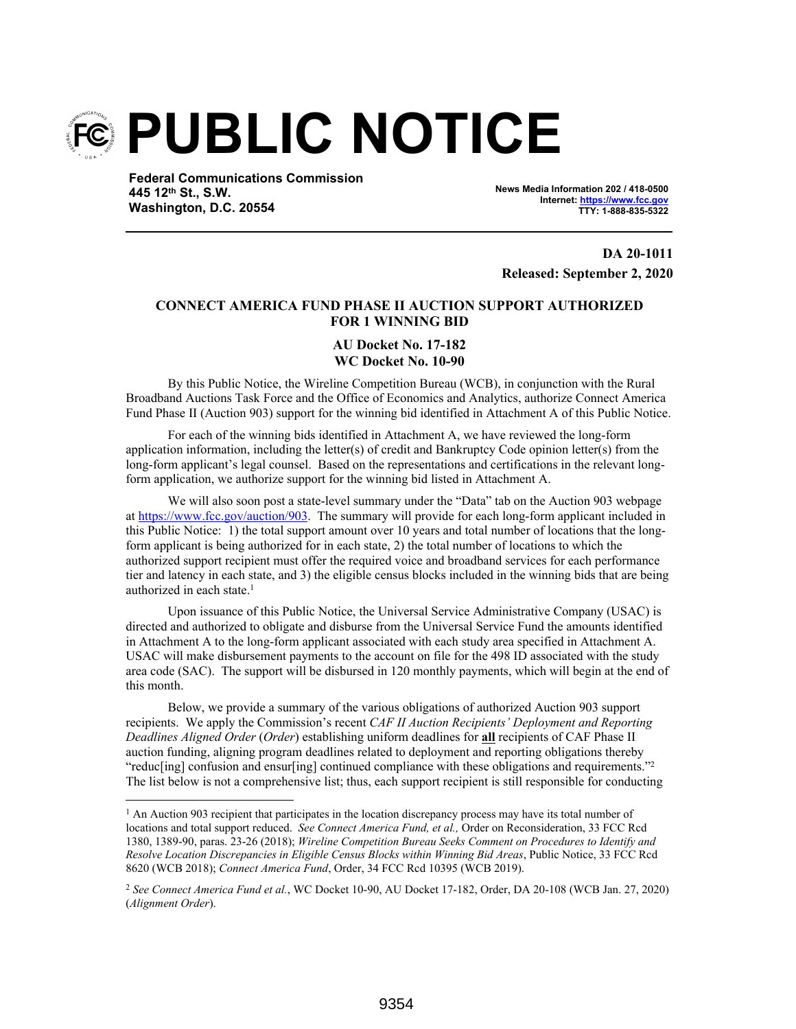# PUBLIC NOTICE

**Federal Communications Commission**
**445 12th St., S.W.**
**Washington, D.C. 20554**

**News Media Information 202 / 418-0500**
**Internet: https://www.fcc.gov**
**TTY: 1-888-835-5322**

**DA 20-1011**
**Released: September 2, 2020**

**CONNECT AMERICA FUND PHASE II AUCTION SUPPORT AUTHORIZED FOR 1 WINNING BID**

**AU Docket No. 17-182**
**WC Docket No. 10-90**

By this Public Notice, the Wireline Competition Bureau (WCB), in conjunction with the Rural Broadband Auctions Task Force and the Office of Economics and Analytics, authorize Connect America Fund Phase II (Auction 903) support for the winning bid identified in Attachment A of this Public Notice.

For each of the winning bids identified in Attachment A, we have reviewed the long-form application information, including the letter(s) of credit and Bankruptcy Code opinion letter(s) from the long-form applicant's legal counsel. Based on the representations and certifications in the relevant long-form application, we authorize support for the winning bid listed in Attachment A.

We will also soon post a state-level summary under the "Data" tab on the Auction 903 webpage at https://www.fcc.gov/auction/903. The summary will provide for each long-form applicant included in this Public Notice: 1) the total support amount over 10 years and total number of locations that the long-form applicant is being authorized for in each state, 2) the total number of locations to which the authorized support recipient must offer the required voice and broadband services for each performance tier and latency in each state, and 3) the eligible census blocks included in the winning bids that are being authorized in each state.[1]

Upon issuance of this Public Notice, the Universal Service Administrative Company (USAC) is directed and authorized to obligate and disburse from the Universal Service Fund the amounts identified in Attachment A to the long-form applicant associated with each study area specified in Attachment A. USAC will make disbursement payments to the account on file for the 498 ID associated with the study area code (SAC). The support will be disbursed in 120 monthly payments, which will begin at the end of this month.

Below, we provide a summary of the various obligations of authorized Auction 903 support recipients. We apply the Commission's recent *CAF II Auction Recipients' Deployment and Reporting Deadlines Aligned Order* (*Order*) establishing uniform deadlines for **all** recipients of CAF Phase II auction funding, aligning program deadlines related to deployment and reporting obligations thereby "reduc[ing] confusion and ensur[ing] continued compliance with these obligations and requirements."[2] The list below is not a comprehensive list; thus, each support recipient is still responsible for conducting

---

[1] An Auction 903 recipient that participates in the location discrepancy process may have its total number of locations and total support reduced. *See Connect America Fund, et al.,* Order on Reconsideration, 33 FCC Rcd 1380, 1389-90, paras. 23-26 (2018); *Wireline Competition Bureau Seeks Comment on Procedures to Identify and Resolve Location Discrepancies in Eligible Census Blocks within Winning Bid Areas*, Public Notice, 33 FCC Rcd 8620 (WCB 2018); *Connect America Fund*, Order, 34 FCC Rcd 10395 (WCB 2019).

[2] *See Connect America Fund et al.*, WC Docket 10-90, AU Docket 17-182, Order, DA 20-108 (WCB Jan. 27, 2020) (*Alignment Order*).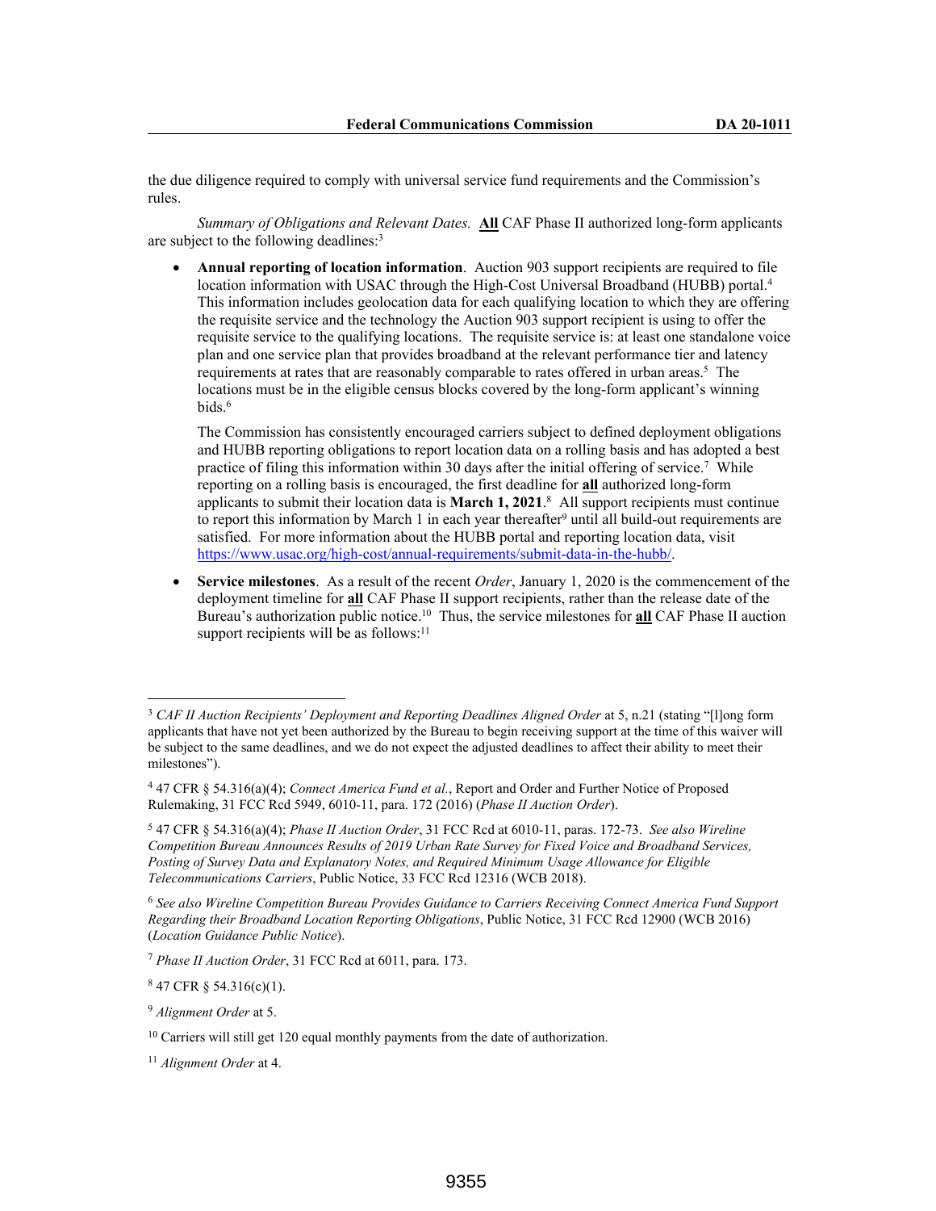the due diligence required to comply with universal service fund requirements and the Commission's rules.

*Summary of Obligations and Relevant Dates.* **All** CAF Phase II authorized long-form applicants are subject to the following deadlines:[3]

- **Annual reporting of location information**. Auction 903 support recipients are required to file location information with USAC through the High-Cost Universal Broadband (HUBB) portal.[4] This information includes geolocation data for each qualifying location to which they are offering the requisite service and the technology the Auction 903 support recipient is using to offer the requisite service to the qualifying locations. The requisite service is: at least one standalone voice plan and one service plan that provides broadband at the relevant performance tier and latency requirements at rates that are reasonably comparable to rates offered in urban areas.[5] The locations must be in the eligible census blocks covered by the long-form applicant's winning bids.[6]

  The Commission has consistently encouraged carriers subject to defined deployment obligations and HUBB reporting obligations to report location data on a rolling basis and has adopted a best practice of filing this information within 30 days after the initial offering of service.[7] While reporting on a rolling basis is encouraged, the first deadline for **all** authorized long-form applicants to submit their location data is **March 1, 2021**.[8] All support recipients must continue to report this information by March 1 in each year thereafter[9] until all build-out requirements are satisfied. For more information about the HUBB portal and reporting location data, visit https://www.usac.org/high-cost/annual-requirements/submit-data-in-the-hubb/.

- **Service milestones**. As a result of the recent *Order*, January 1, 2020 is the commencement of the deployment timeline for **all** CAF Phase II support recipients, rather than the release date of the Bureau's authorization public notice.[10] Thus, the service milestones for **all** CAF Phase II auction support recipients will be as follows:[11]

---

[3] *CAF II Auction Recipients' Deployment and Reporting Deadlines Aligned Order* at 5, n.21 (stating "[l]ong form applicants that have not yet been authorized by the Bureau to begin receiving support at the time of this waiver will be subject to the same deadlines, and we do not expect the adjusted deadlines to affect their ability to meet their milestones").

[4] 47 CFR § 54.316(a)(4); *Connect America Fund et al.*, Report and Order and Further Notice of Proposed Rulemaking, 31 FCC Rcd 5949, 6010-11, para. 172 (2016) (*Phase II Auction Order*).

[5] 47 CFR § 54.316(a)(4); *Phase II Auction Order*, 31 FCC Rcd at 6010-11, paras. 172-73. *See also Wireline Competition Bureau Announces Results of 2019 Urban Rate Survey for Fixed Voice and Broadband Services, Posting of Survey Data and Explanatory Notes, and Required Minimum Usage Allowance for Eligible Telecommunications Carriers*, Public Notice, 33 FCC Rcd 12316 (WCB 2018).

[6] *See also Wireline Competition Bureau Provides Guidance to Carriers Receiving Connect America Fund Support Regarding their Broadband Location Reporting Obligations*, Public Notice, 31 FCC Rcd 12900 (WCB 2016) (*Location Guidance Public Notice*).

[7] *Phase II Auction Order*, 31 FCC Rcd at 6011, para. 173.

[8] 47 CFR § 54.316(c)(1).

[9] *Alignment Order* at 5.

[10] Carriers will still get 120 equal monthly payments from the date of authorization.

[11] *Alignment Order* at 4.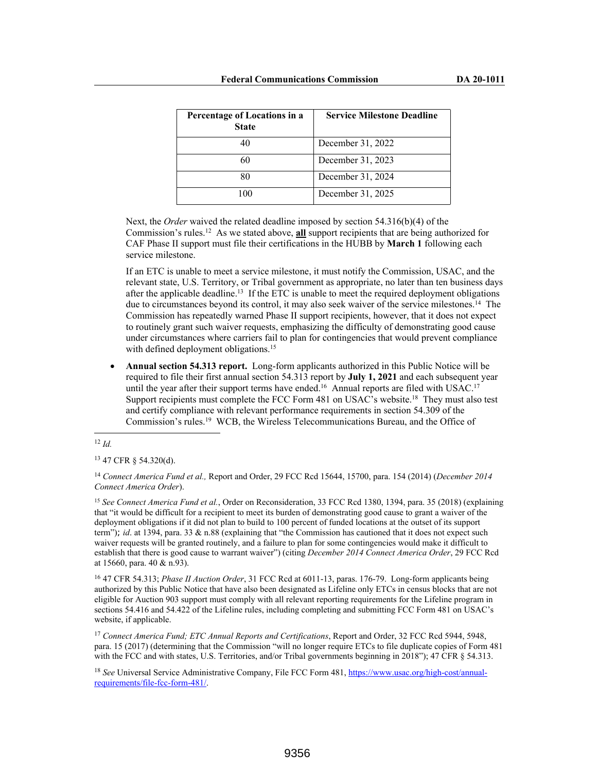| Percentage of Locations in a State | Service Milestone Deadline |
|---|---|
| 40 | December 31, 2022 |
| 60 | December 31, 2023 |
| 80 | December 31, 2024 |
| 100 | December 31, 2025 |

Next, the *Order* waived the related deadline imposed by section 54.316(b)(4) of the Commission's rules.[12] As we stated above, **all** support recipients that are being authorized for CAF Phase II support must file their certifications in the HUBB by **March 1** following each service milestone.

If an ETC is unable to meet a service milestone, it must notify the Commission, USAC, and the relevant state, U.S. Territory, or Tribal government as appropriate, no later than ten business days after the applicable deadline.[13] If the ETC is unable to meet the required deployment obligations due to circumstances beyond its control, it may also seek waiver of the service milestones.[14] The Commission has repeatedly warned Phase II support recipients, however, that it does not expect to routinely grant such waiver requests, emphasizing the difficulty of demonstrating good cause under circumstances where carriers fail to plan for contingencies that would prevent compliance with defined deployment obligations.[15]

- **Annual section 54.313 report.** Long-form applicants authorized in this Public Notice will be required to file their first annual section 54.313 report by **July 1, 2021** and each subsequent year until the year after their support terms have ended.[16] Annual reports are filed with USAC.[17] Support recipients must complete the FCC Form 481 on USAC's website.[18] They must also test and certify compliance with relevant performance requirements in section 54.309 of the Commission's rules.[19] WCB, the Wireless Telecommunications Bureau, and the Office of

---

[12] *Id.*

[13] 47 CFR § 54.320(d).

[14] *Connect America Fund et al.,* Report and Order, 29 FCC Rcd 15644, 15700, para. 154 (2014) (*December 2014 Connect America Order*).

[15] *See Connect America Fund et al.*, Order on Reconsideration, 33 FCC Rcd 1380, 1394, para. 35 (2018) (explaining that "it would be difficult for a recipient to meet its burden of demonstrating good cause to grant a waiver of the deployment obligations if it did not plan to build to 100 percent of funded locations at the outset of its support term"); *id*. at 1394, para. 33 & n.88 (explaining that "the Commission has cautioned that it does not expect such waiver requests will be granted routinely, and a failure to plan for some contingencies would make it difficult to establish that there is good cause to warrant waiver") (citing *December 2014 Connect America Order*, 29 FCC Rcd at 15660, para. 40 & n.93).

[16] 47 CFR 54.313; *Phase II Auction Order*, 31 FCC Rcd at 6011-13, paras. 176-79. Long-form applicants being authorized by this Public Notice that have also been designated as Lifeline only ETCs in census blocks that are not eligible for Auction 903 support must comply with all relevant reporting requirements for the Lifeline program in sections 54.416 and 54.422 of the Lifeline rules, including completing and submitting FCC Form 481 on USAC's website, if applicable.

[17] *Connect America Fund; ETC Annual Reports and Certifications*, Report and Order, 32 FCC Rcd 5944, 5948, para. 15 (2017) (determining that the Commission "will no longer require ETCs to file duplicate copies of Form 481 with the FCC and with states, U.S. Territories, and/or Tribal governments beginning in 2018"); 47 CFR § 54.313.

[18] *See* Universal Service Administrative Company, File FCC Form 481, https://www.usac.org/high-cost/annual-requirements/file-fcc-form-481/.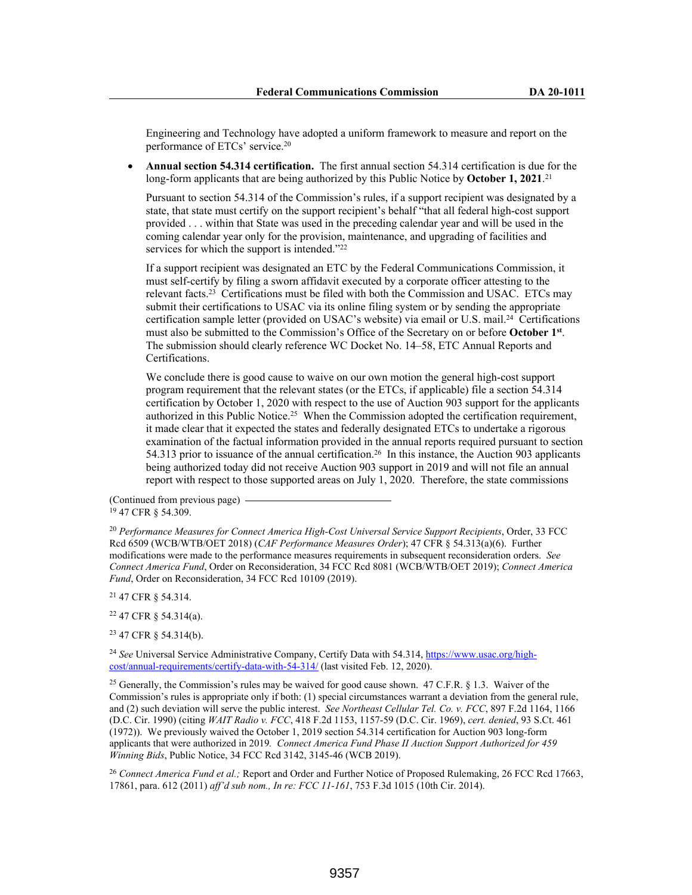Engineering and Technology have adopted a uniform framework to measure and report on the performance of ETCs' service.[20]

- **Annual section 54.314 certification.** The first annual section 54.314 certification is due for the long-form applicants that are being authorized by this Public Notice by **October 1, 2021**.[21]

  Pursuant to section 54.314 of the Commission's rules, if a support recipient was designated by a state, that state must certify on the support recipient's behalf "that all federal high-cost support provided . . . within that State was used in the preceding calendar year and will be used in the coming calendar year only for the provision, maintenance, and upgrading of facilities and services for which the support is intended."[22]

  If a support recipient was designated an ETC by the Federal Communications Commission, it must self-certify by filing a sworn affidavit executed by a corporate officer attesting to the relevant facts.[23] Certifications must be filed with both the Commission and USAC. ETCs may submit their certifications to USAC via its online filing system or by sending the appropriate certification sample letter (provided on USAC's website) via email or U.S. mail.[24] Certifications must also be submitted to the Commission's Office of the Secretary on or before **October 1st**. The submission should clearly reference WC Docket No. 14–58, ETC Annual Reports and Certifications.

  We conclude there is good cause to waive on our own motion the general high-cost support program requirement that the relevant states (or the ETCs, if applicable) file a section 54.314 certification by October 1, 2020 with respect to the use of Auction 903 support for the applicants authorized in this Public Notice.[25] When the Commission adopted the certification requirement, it made clear that it expected the states and federally designated ETCs to undertake a rigorous examination of the factual information provided in the annual reports required pursuant to section 54.313 prior to issuance of the annual certification.[26] In this instance, the Auction 903 applicants being authorized today did not receive Auction 903 support in 2019 and will not file an annual report with respect to those supported areas on July 1, 2020. Therefore, the state commissions

---

(Continued from previous page)

[19] 47 CFR § 54.309.

[20] *Performance Measures for Connect America High-Cost Universal Service Support Recipients*, Order, 33 FCC Rcd 6509 (WCB/WTB/OET 2018) (*CAF Performance Measures Order*); 47 CFR § 54.313(a)(6). Further modifications were made to the performance measures requirements in subsequent reconsideration orders. *See Connect America Fund*, Order on Reconsideration, 34 FCC Rcd 8081 (WCB/WTB/OET 2019); *Connect America Fund*, Order on Reconsideration, 34 FCC Rcd 10109 (2019).

[21] 47 CFR § 54.314.

[22] 47 CFR § 54.314(a).

[23] 47 CFR § 54.314(b).

[24] *See* Universal Service Administrative Company, Certify Data with 54.314, https://www.usac.org/high-cost/annual-requirements/certify-data-with-54-314/ (last visited Feb. 12, 2020).

[25] Generally, the Commission's rules may be waived for good cause shown. 47 C.F.R. § 1.3. Waiver of the Commission's rules is appropriate only if both: (1) special circumstances warrant a deviation from the general rule, and (2) such deviation will serve the public interest. *See Northeast Cellular Tel. Co. v. FCC*, 897 F.2d 1164, 1166 (D.C. Cir. 1990) (citing *WAIT Radio v. FCC*, 418 F.2d 1153, 1157-59 (D.C. Cir. 1969), *cert. denied*, 93 S.Ct. 461 (1972)). We previously waived the October 1, 2019 section 54.314 certification for Auction 903 long-form applicants that were authorized in 2019. *Connect America Fund Phase II Auction Support Authorized for 459 Winning Bids*, Public Notice, 34 FCC Rcd 3142, 3145-46 (WCB 2019).

[26] *Connect America Fund et al.;* Report and Order and Further Notice of Proposed Rulemaking, 26 FCC Rcd 17663, 17861, para. 612 (2011) *aff'd sub nom., In re: FCC 11-161*, 753 F.3d 1015 (10th Cir. 2014).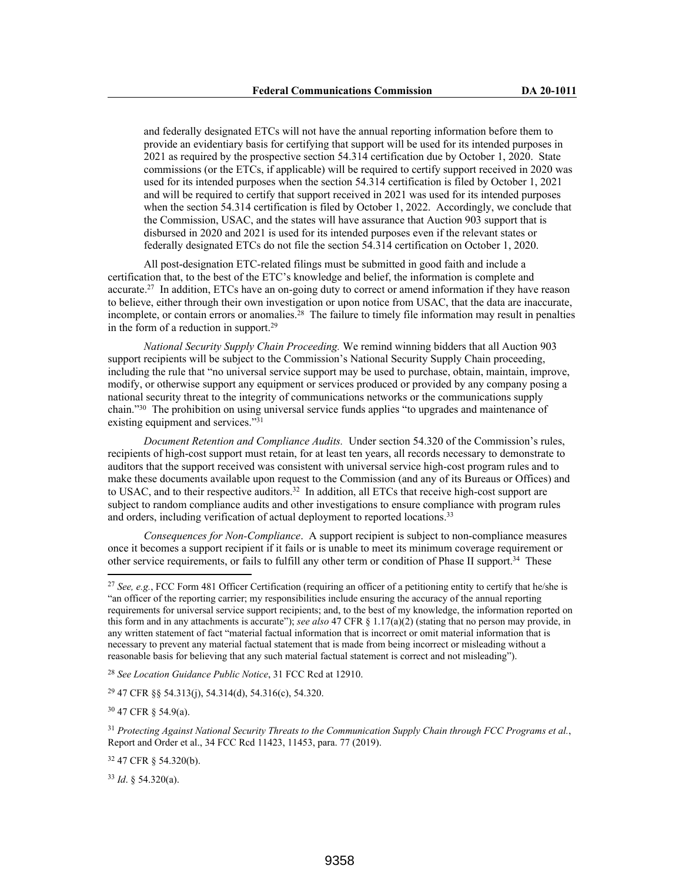and federally designated ETCs will not have the annual reporting information before them to provide an evidentiary basis for certifying that support will be used for its intended purposes in 2021 as required by the prospective section 54.314 certification due by October 1, 2020. State commissions (or the ETCs, if applicable) will be required to certify support received in 2020 was used for its intended purposes when the section 54.314 certification is filed by October 1, 2021 and will be required to certify that support received in 2021 was used for its intended purposes when the section 54.314 certification is filed by October 1, 2022. Accordingly, we conclude that the Commission, USAC, and the states will have assurance that Auction 903 support that is disbursed in 2020 and 2021 is used for its intended purposes even if the relevant states or federally designated ETCs do not file the section 54.314 certification on October 1, 2020.

All post-designation ETC-related filings must be submitted in good faith and include a certification that, to the best of the ETC's knowledge and belief, the information is complete and accurate.[27] In addition, ETCs have an on-going duty to correct or amend information if they have reason to believe, either through their own investigation or upon notice from USAC, that the data are inaccurate, incomplete, or contain errors or anomalies.[28] The failure to timely file information may result in penalties in the form of a reduction in support.[29]

*National Security Supply Chain Proceeding.* We remind winning bidders that all Auction 903 support recipients will be subject to the Commission's National Security Supply Chain proceeding, including the rule that "no universal service support may be used to purchase, obtain, maintain, improve, modify, or otherwise support any equipment or services produced or provided by any company posing a national security threat to the integrity of communications networks or the communications supply chain."[30] The prohibition on using universal service funds applies "to upgrades and maintenance of existing equipment and services."[31]

*Document Retention and Compliance Audits.* Under section 54.320 of the Commission's rules, recipients of high-cost support must retain, for at least ten years, all records necessary to demonstrate to auditors that the support received was consistent with universal service high-cost program rules and to make these documents available upon request to the Commission (and any of its Bureaus or Offices) and to USAC, and to their respective auditors.[32] In addition, all ETCs that receive high-cost support are subject to random compliance audits and other investigations to ensure compliance with program rules and orders, including verification of actual deployment to reported locations.[33]

*Consequences for Non-Compliance*. A support recipient is subject to non-compliance measures once it becomes a support recipient if it fails or is unable to meet its minimum coverage requirement or other service requirements, or fails to fulfill any other term or condition of Phase II support.[34] These

---

[27] *See, e.g.*, FCC Form 481 Officer Certification (requiring an officer of a petitioning entity to certify that he/she is "an officer of the reporting carrier; my responsibilities include ensuring the accuracy of the annual reporting requirements for universal service support recipients; and, to the best of my knowledge, the information reported on this form and in any attachments is accurate"); *see also* 47 CFR § 1.17(a)(2) (stating that no person may provide, in any written statement of fact "material factual information that is incorrect or omit material information that is necessary to prevent any material factual statement that is made from being incorrect or misleading without a reasonable basis for believing that any such material factual statement is correct and not misleading").

[28] *See Location Guidance Public Notice*, 31 FCC Rcd at 12910.

[29] 47 CFR §§ 54.313(j), 54.314(d), 54.316(c), 54.320.

[30] 47 CFR § 54.9(a).

[31] *Protecting Against National Security Threats to the Communication Supply Chain through FCC Programs et al.*, Report and Order et al., 34 FCC Rcd 11423, 11453, para. 77 (2019).

[32] 47 CFR § 54.320(b).

[33] *Id*. § 54.320(a).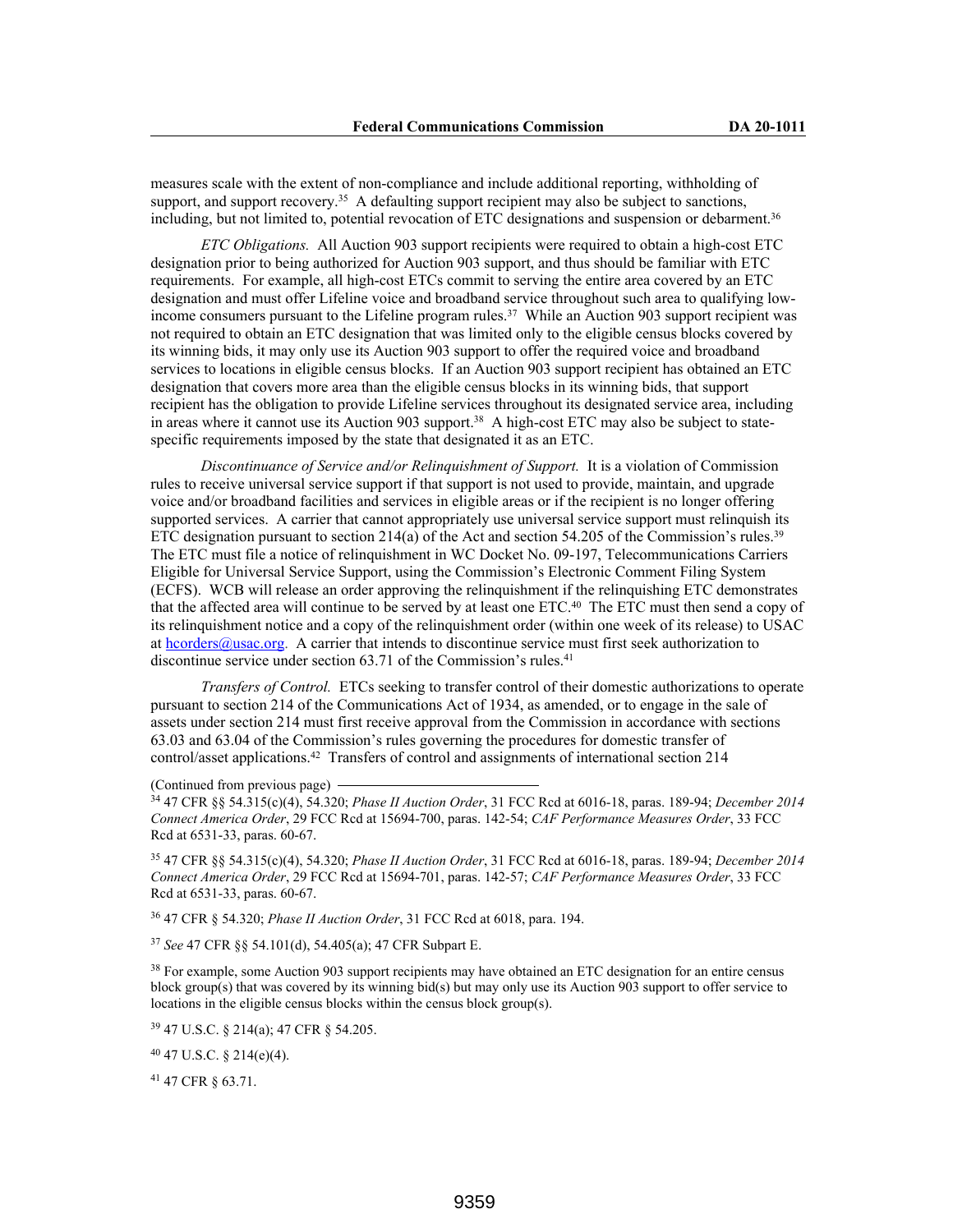measures scale with the extent of non-compliance and include additional reporting, withholding of support, and support recovery.[35] A defaulting support recipient may also be subject to sanctions, including, but not limited to, potential revocation of ETC designations and suspension or debarment.[36]

*ETC Obligations.* All Auction 903 support recipients were required to obtain a high-cost ETC designation prior to being authorized for Auction 903 support, and thus should be familiar with ETC requirements. For example, all high-cost ETCs commit to serving the entire area covered by an ETC designation and must offer Lifeline voice and broadband service throughout such area to qualifying low-income consumers pursuant to the Lifeline program rules.[37] While an Auction 903 support recipient was not required to obtain an ETC designation that was limited only to the eligible census blocks covered by its winning bids, it may only use its Auction 903 support to offer the required voice and broadband services to locations in eligible census blocks. If an Auction 903 support recipient has obtained an ETC designation that covers more area than the eligible census blocks in its winning bids, that support recipient has the obligation to provide Lifeline services throughout its designated service area, including in areas where it cannot use its Auction 903 support.[38] A high-cost ETC may also be subject to state-specific requirements imposed by the state that designated it as an ETC.

*Discontinuance of Service and/or Relinquishment of Support.* It is a violation of Commission rules to receive universal service support if that support is not used to provide, maintain, and upgrade voice and/or broadband facilities and services in eligible areas or if the recipient is no longer offering supported services. A carrier that cannot appropriately use universal service support must relinquish its ETC designation pursuant to section 214(a) of the Act and section 54.205 of the Commission's rules.[39] The ETC must file a notice of relinquishment in WC Docket No. 09-197, Telecommunications Carriers Eligible for Universal Service Support, using the Commission's Electronic Comment Filing System (ECFS). WCB will release an order approving the relinquishment if the relinquishing ETC demonstrates that the affected area will continue to be served by at least one ETC.[40] The ETC must then send a copy of its relinquishment notice and a copy of the relinquishment order (within one week of its release) to USAC at hcorders@usac.org. A carrier that intends to discontinue service must first seek authorization to discontinue service under section 63.71 of the Commission's rules.[41]

*Transfers of Control.* ETCs seeking to transfer control of their domestic authorizations to operate pursuant to section 214 of the Communications Act of 1934, as amended, or to engage in the sale of assets under section 214 must first receive approval from the Commission in accordance with sections 63.03 and 63.04 of the Commission's rules governing the procedures for domestic transfer of control/asset applications.[42] Transfers of control and assignments of international section 214

(Continued from previous page)

[34] 47 CFR §§ 54.315(c)(4), 54.320; *Phase II Auction Order*, 31 FCC Rcd at 6016-18, paras. 189-94; *December 2014 Connect America Order*, 29 FCC Rcd at 15694-700, paras. 142-54; *CAF Performance Measures Order*, 33 FCC Rcd at 6531-33, paras. 60-67.

[35] 47 CFR §§ 54.315(c)(4), 54.320; *Phase II Auction Order*, 31 FCC Rcd at 6016-18, paras. 189-94; *December 2014 Connect America Order*, 29 FCC Rcd at 15694-701, paras. 142-57; *CAF Performance Measures Order*, 33 FCC Rcd at 6531-33, paras. 60-67.

[36] 47 CFR § 54.320; *Phase II Auction Order*, 31 FCC Rcd at 6018, para. 194.

[37] *See* 47 CFR §§ 54.101(d), 54.405(a); 47 CFR Subpart E.

[38] For example, some Auction 903 support recipients may have obtained an ETC designation for an entire census block group(s) that was covered by its winning bid(s) but may only use its Auction 903 support to offer service to locations in the eligible census blocks within the census block group(s).

[39] 47 U.S.C. § 214(a); 47 CFR § 54.205.

[40] 47 U.S.C. § 214(e)(4).

[41] 47 CFR § 63.71.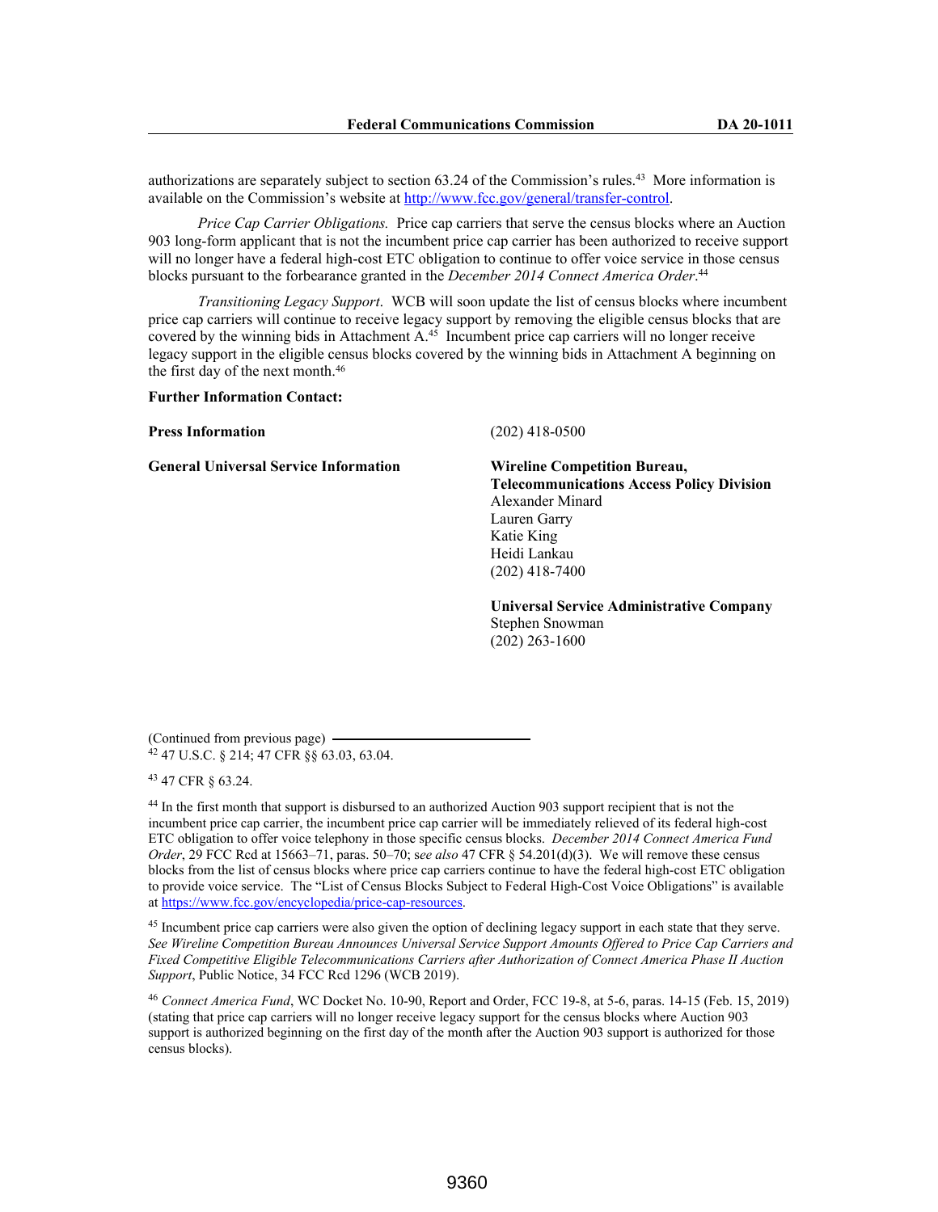authorizations are separately subject to section 63.24 of the Commission's rules.[43] More information is available on the Commission's website at http://www.fcc.gov/general/transfer-control.

*Price Cap Carrier Obligations.* Price cap carriers that serve the census blocks where an Auction 903 long-form applicant that is not the incumbent price cap carrier has been authorized to receive support will no longer have a federal high-cost ETC obligation to continue to offer voice service in those census blocks pursuant to the forbearance granted in the *December 2014 Connect America Order*.[44]

*Transitioning Legacy Support*. WCB will soon update the list of census blocks where incumbent price cap carriers will continue to receive legacy support by removing the eligible census blocks that are covered by the winning bids in Attachment A.[45] Incumbent price cap carriers will no longer receive legacy support in the eligible census blocks covered by the winning bids in Attachment A beginning on the first day of the next month.[46]

**Further Information Contact:**

| | |
|---|---|
| **Press Information** | (202) 418-0500 |
| **General Universal Service Information** | **Wireline Competition Bureau, Telecommunications Access Policy Division**<br>Alexander Minard<br>Lauren Garry<br>Katie King<br>Heidi Lankau<br>(202) 418-7400 |
| | **Universal Service Administrative Company**<br>Stephen Snowman<br>(202) 263-1600 |

(Continued from previous page)

[42] 47 U.S.C. § 214; 47 CFR §§ 63.03, 63.04.

[43] 47 CFR § 63.24.

[44] In the first month that support is disbursed to an authorized Auction 903 support recipient that is not the incumbent price cap carrier, the incumbent price cap carrier will be immediately relieved of its federal high-cost ETC obligation to offer voice telephony in those specific census blocks. *December 2014 Connect America Fund Order*, 29 FCC Rcd at 15663–71, paras. 50–70; s*ee also* 47 CFR § 54.201(d)(3). We will remove these census blocks from the list of census blocks where price cap carriers continue to have the federal high-cost ETC obligation to provide voice service. The "List of Census Blocks Subject to Federal High-Cost Voice Obligations" is available at https://www.fcc.gov/encyclopedia/price-cap-resources.

[45] Incumbent price cap carriers were also given the option of declining legacy support in each state that they serve. *See Wireline Competition Bureau Announces Universal Service Support Amounts Offered to Price Cap Carriers and Fixed Competitive Eligible Telecommunications Carriers after Authorization of Connect America Phase II Auction Support*, Public Notice, 34 FCC Rcd 1296 (WCB 2019).

[46] *Connect America Fund*, WC Docket No. 10-90, Report and Order, FCC 19-8, at 5-6, paras. 14-15 (Feb. 15, 2019) (stating that price cap carriers will no longer receive legacy support for the census blocks where Auction 903 support is authorized beginning on the first day of the month after the Auction 903 support is authorized for those census blocks).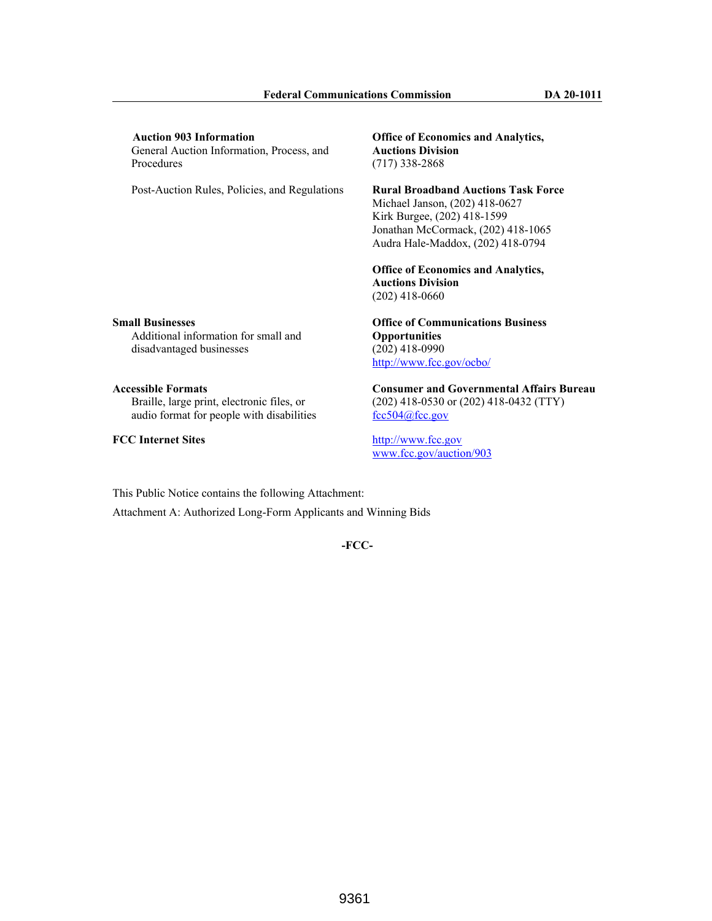| | |
|---|---|
| **Auction 903 Information**<br>General Auction Information, Process, and Procedures | **Office of Economics and Analytics, Auctions Division**<br>(717) 338-2868 |
| Post-Auction Rules, Policies, and Regulations | **Rural Broadband Auctions Task Force**<br>Michael Janson, (202) 418-0627<br>Kirk Burgee, (202) 418-1599<br>Jonathan McCormack, (202) 418-1065<br>Audra Hale-Maddox, (202) 418-0794 |
| | **Office of Economics and Analytics, Auctions Division**<br>(202) 418-0660 |
| **Small Businesses**<br>Additional information for small and disadvantaged businesses | **Office of Communications Business Opportunities**<br>(202) 418-0990<br>http://www.fcc.gov/ocbo/ |
| **Accessible Formats**<br>Braille, large print, electronic files, or audio format for people with disabilities | **Consumer and Governmental Affairs Bureau**<br>(202) 418-0530 or (202) 418-0432 (TTY)<br>fcc504@fcc.gov |
| **FCC Internet Sites** | http://www.fcc.gov<br>www.fcc.gov/auction/903 |

This Public Notice contains the following Attachment:

Attachment A: Authorized Long-Form Applicants and Winning Bids

**-FCC-**